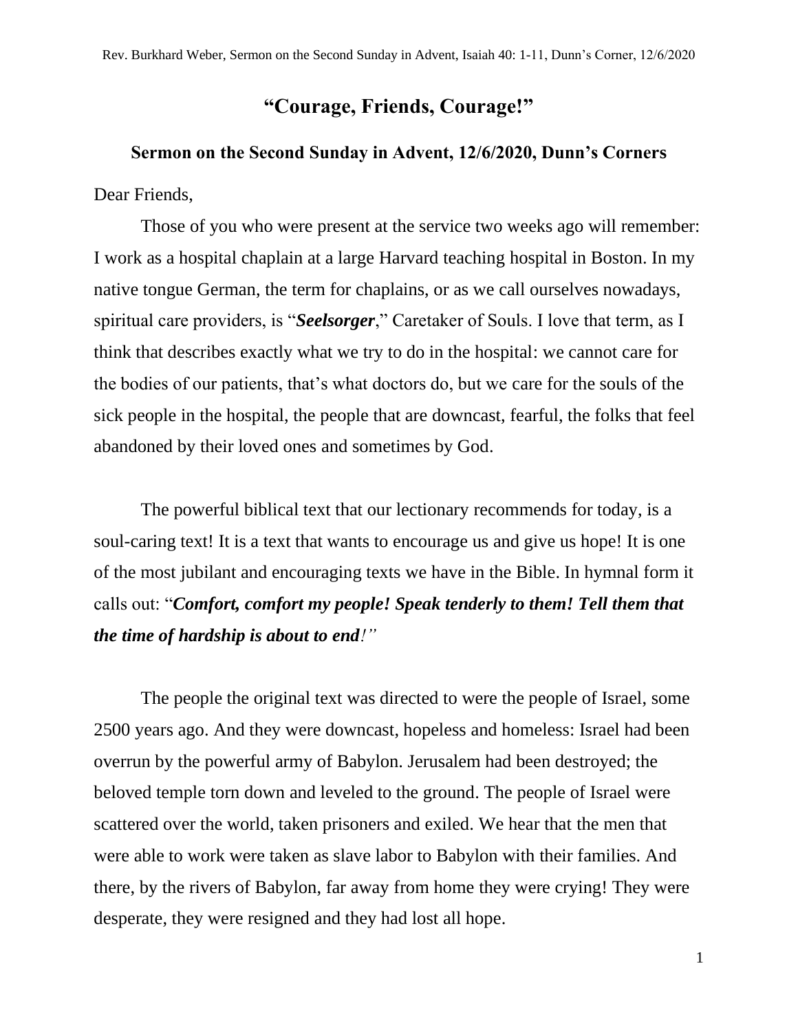# "Courage, Friends, Courage!"

## Sermon on the Second Sunday in Advent, 12/6/2020, Dunn's Corners

Dear Friends,

Those of you who were present at the service two weeks ago will remember: I work as a hospital chaplain at a large Harvard teaching hospital in Boston. In my native tongue German, the term for chaplains, or as we call ourselves nowadays, spiritual care providers, is "***Seelsorger***," Caretaker of Souls. I love that term, as I think that describes exactly what we try to do in the hospital: we cannot care for the bodies of our patients, that's what doctors do, but we care for the souls of the sick people in the hospital, the people that are downcast, fearful, the folks that feel abandoned by their loved ones and sometimes by God.

The powerful biblical text that our lectionary recommends for today, is a soul-caring text! It is a text that wants to encourage us and give us hope! It is one of the most jubilant and encouraging texts we have in the Bible. In hymnal form it calls out: "***Comfort, comfort my people! Speak tenderly to them! Tell them that the time of hardship is about to end****!"*

The people the original text was directed to were the people of Israel, some 2500 years ago. And they were downcast, hopeless and homeless: Israel had been overrun by the powerful army of Babylon. Jerusalem had been destroyed; the beloved temple torn down and leveled to the ground. The people of Israel were scattered over the world, taken prisoners and exiled. We hear that the men that were able to work were taken as slave labor to Babylon with their families. And there, by the rivers of Babylon, far away from home they were crying! They were desperate, they were resigned and they had lost all hope.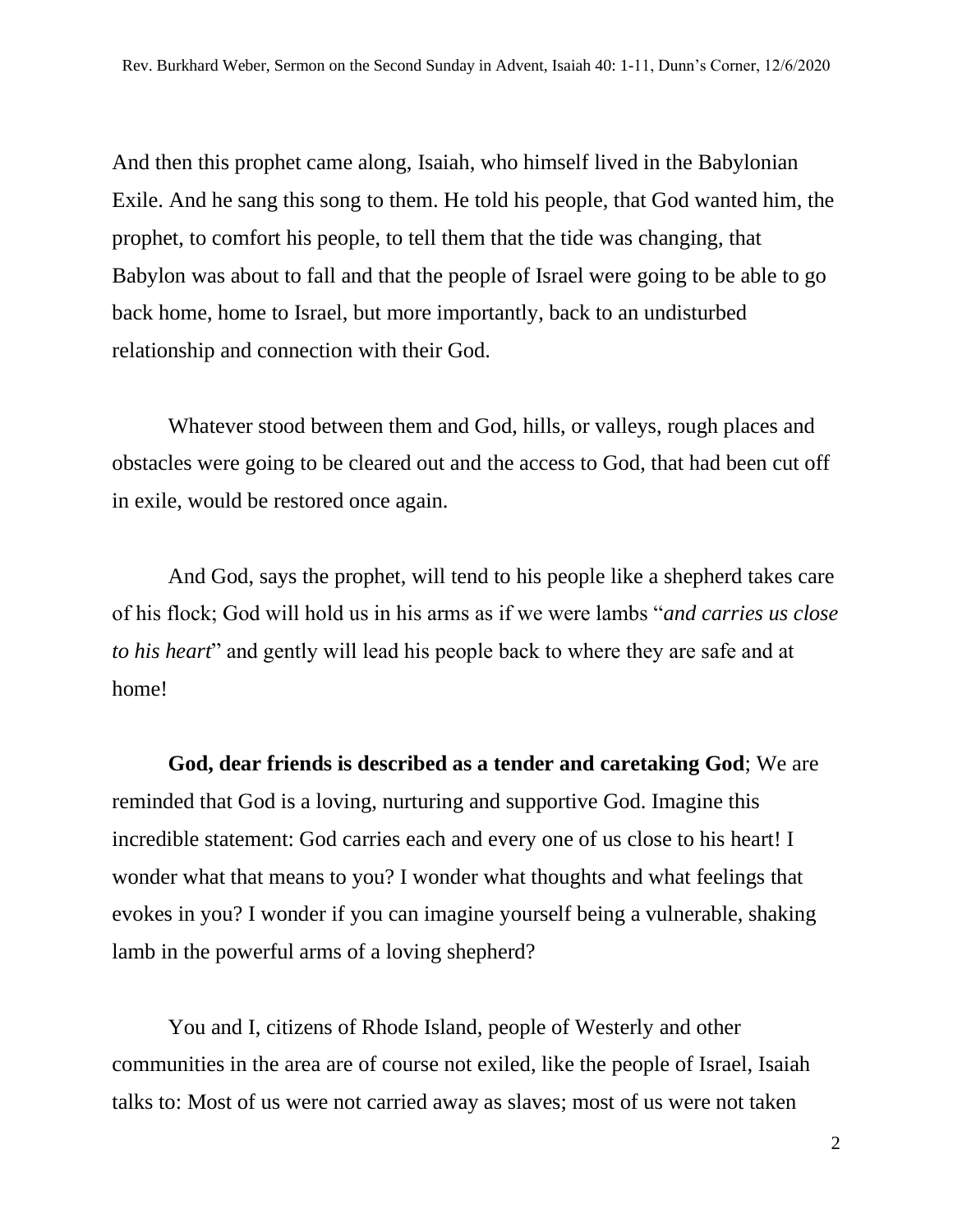And then this prophet came along, Isaiah, who himself lived in the Babylonian Exile. And he sang this song to them. He told his people, that God wanted him, the prophet, to comfort his people, to tell them that the tide was changing, that Babylon was about to fall and that the people of Israel were going to be able to go back home, home to Israel, but more importantly, back to an undisturbed relationship and connection with their God.

Whatever stood between them and God, hills, or valleys, rough places and obstacles were going to be cleared out and the access to God, that had been cut off in exile, would be restored once again.

And God, says the prophet, will tend to his people like a shepherd takes care of his flock; God will hold us in his arms as if we were lambs "*and carries us close to his heart*" and gently will lead his people back to where they are safe and at home!

**God, dear friends is described as a tender and caretaking God**; We are reminded that God is a loving, nurturing and supportive God. Imagine this incredible statement: God carries each and every one of us close to his heart! I wonder what that means to you? I wonder what thoughts and what feelings that evokes in you? I wonder if you can imagine yourself being a vulnerable, shaking lamb in the powerful arms of a loving shepherd?

You and I, citizens of Rhode Island, people of Westerly and other communities in the area are of course not exiled, like the people of Israel, Isaiah talks to: Most of us were not carried away as slaves; most of us were not taken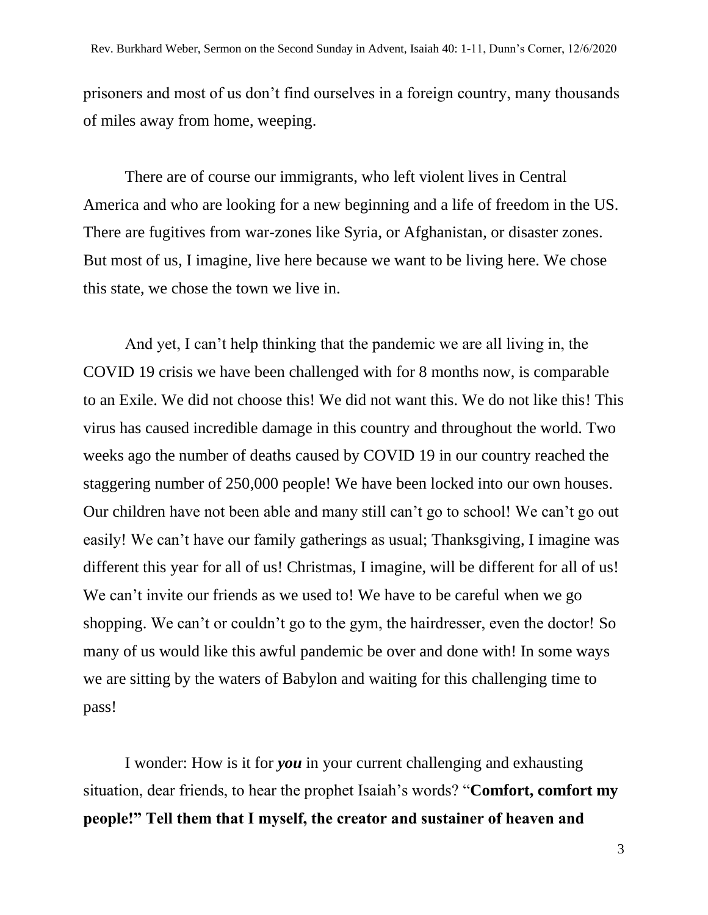prisoners and most of us don't find ourselves in a foreign country, many thousands of miles away from home, weeping.

There are of course our immigrants, who left violent lives in Central America and who are looking for a new beginning and a life of freedom in the US. There are fugitives from war-zones like Syria, or Afghanistan, or disaster zones. But most of us, I imagine, live here because we want to be living here. We chose this state, we chose the town we live in.

And yet, I can't help thinking that the pandemic we are all living in, the COVID 19 crisis we have been challenged with for 8 months now, is comparable to an Exile. We did not choose this! We did not want this. We do not like this! This virus has caused incredible damage in this country and throughout the world. Two weeks ago the number of deaths caused by COVID 19 in our country reached the staggering number of 250,000 people! We have been locked into our own houses. Our children have not been able and many still can't go to school! We can't go out easily! We can't have our family gatherings as usual; Thanksgiving, I imagine was different this year for all of us! Christmas, I imagine, will be different for all of us! We can't invite our friends as we used to! We have to be careful when we go shopping. We can't or couldn't go to the gym, the hairdresser, even the doctor! So many of us would like this awful pandemic be over and done with! In some ways we are sitting by the waters of Babylon and waiting for this challenging time to pass!

I wonder: How is it for ***you*** in your current challenging and exhausting situation, dear friends, to hear the prophet Isaiah's words? "**Comfort, comfort my people!" Tell them that I myself, the creator and sustainer of heaven and**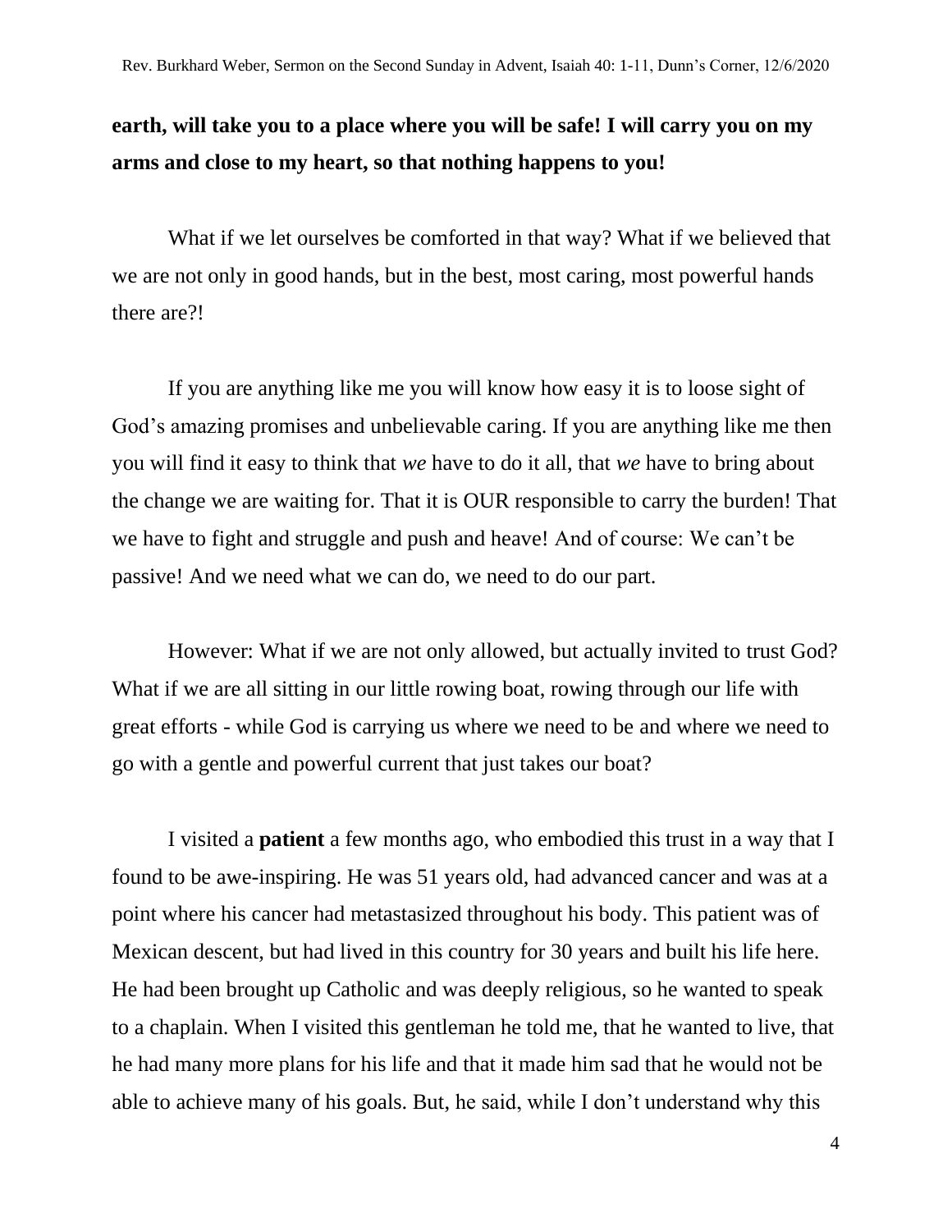**earth, will take you to a place where you will be safe! I will carry you on my arms and close to my heart, so that nothing happens to you!**

What if we let ourselves be comforted in that way? What if we believed that we are not only in good hands, but in the best, most caring, most powerful hands there are?!

If you are anything like me you will know how easy it is to loose sight of God's amazing promises and unbelievable caring. If you are anything like me then you will find it easy to think that *we* have to do it all, that *we* have to bring about the change we are waiting for. That it is OUR responsible to carry the burden! That we have to fight and struggle and push and heave! And of course: We can't be passive! And we need what we can do, we need to do our part.

However: What if we are not only allowed, but actually invited to trust God? What if we are all sitting in our little rowing boat, rowing through our life with great efforts - while God is carrying us where we need to be and where we need to go with a gentle and powerful current that just takes our boat?

I visited a **patient** a few months ago, who embodied this trust in a way that I found to be awe-inspiring. He was 51 years old, had advanced cancer and was at a point where his cancer had metastasized throughout his body. This patient was of Mexican descent, but had lived in this country for 30 years and built his life here. He had been brought up Catholic and was deeply religious, so he wanted to speak to a chaplain. When I visited this gentleman he told me, that he wanted to live, that he had many more plans for his life and that it made him sad that he would not be able to achieve many of his goals. But, he said, while I don't understand why this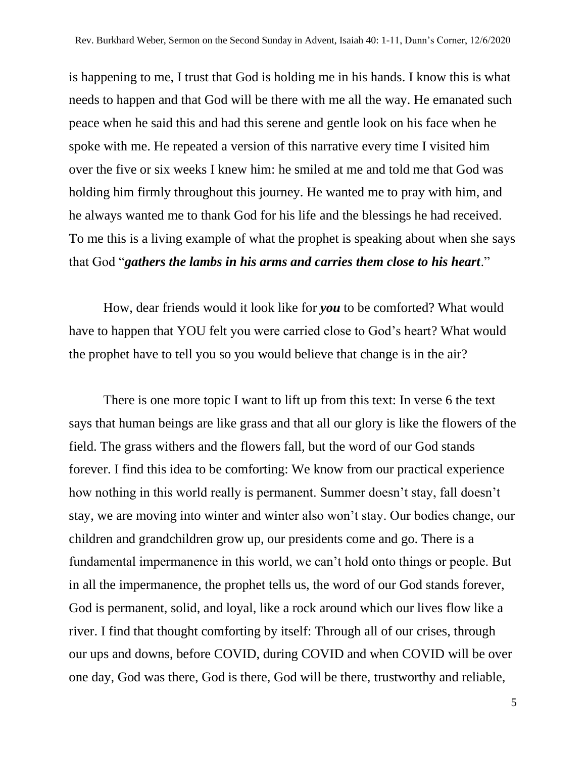is happening to me, I trust that God is holding me in his hands. I know this is what needs to happen and that God will be there with me all the way. He emanated such peace when he said this and had this serene and gentle look on his face when he spoke with me. He repeated a version of this narrative every time I visited him over the five or six weeks I knew him: he smiled at me and told me that God was holding him firmly throughout this journey. He wanted me to pray with him, and he always wanted me to thank God for his life and the blessings he had received. To me this is a living example of what the prophet is speaking about when she says that God "***gathers the lambs in his arms and carries them close to his heart***."

How, dear friends would it look like for ***you*** to be comforted? What would have to happen that YOU felt you were carried close to God's heart? What would the prophet have to tell you so you would believe that change is in the air?

There is one more topic I want to lift up from this text: In verse 6 the text says that human beings are like grass and that all our glory is like the flowers of the field. The grass withers and the flowers fall, but the word of our God stands forever. I find this idea to be comforting: We know from our practical experience how nothing in this world really is permanent. Summer doesn't stay, fall doesn't stay, we are moving into winter and winter also won't stay. Our bodies change, our children and grandchildren grow up, our presidents come and go. There is a fundamental impermanence in this world, we can't hold onto things or people. But in all the impermanence, the prophet tells us, the word of our God stands forever, God is permanent, solid, and loyal, like a rock around which our lives flow like a river. I find that thought comforting by itself: Through all of our crises, through our ups and downs, before COVID, during COVID and when COVID will be over one day, God was there, God is there, God will be there, trustworthy and reliable,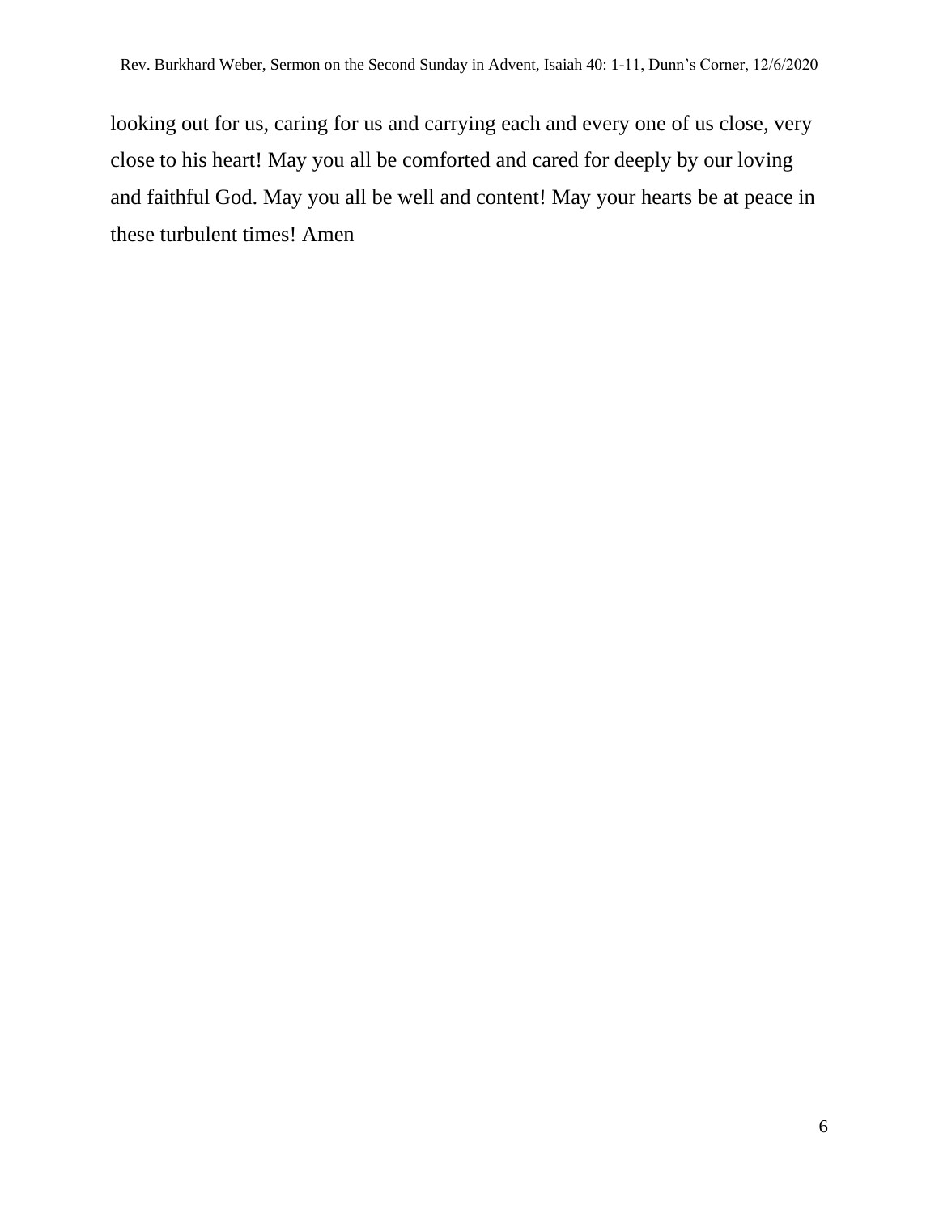looking out for us, caring for us and carrying each and every one of us close, very close to his heart! May you all be comforted and cared for deeply by our loving and faithful God. May you all be well and content! May your hearts be at peace in these turbulent times! Amen